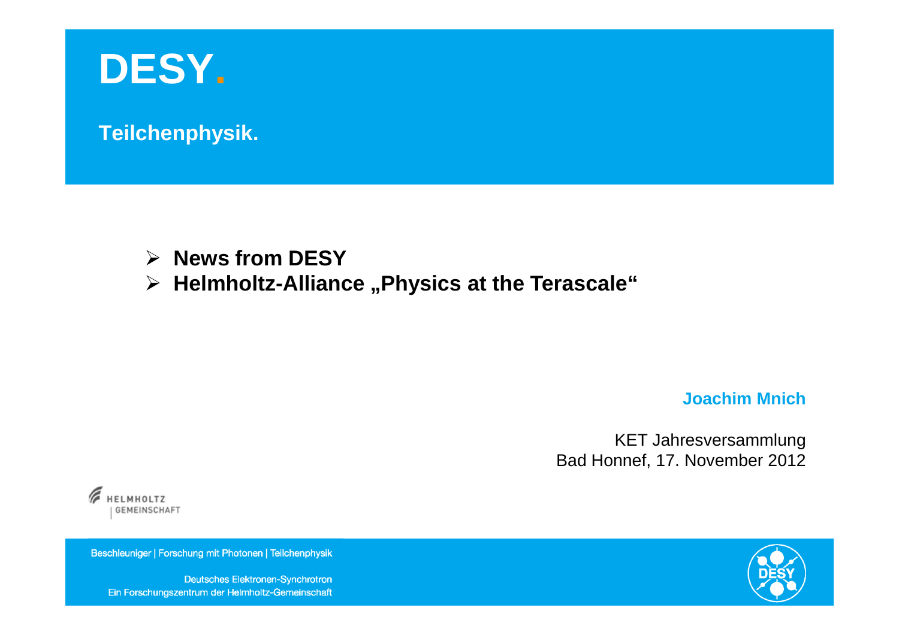# DESY.

## Teilchenphysik.

- **News from DESY**
- **Helmholtz-Alliance „Physics at the Terascale“**

**Joachim Mnich**

KET Jahresversammlung
Bad Honnef, 17. November 2012

HELMHOLTZ
GEMEINSCHAFT

Beschleuniger | Forschung mit Photonen | Teilchenphysik

Deutsches Elektronen-Synchrotron
Ein Forschungszentrum der Helmholtz-Gemeinschaft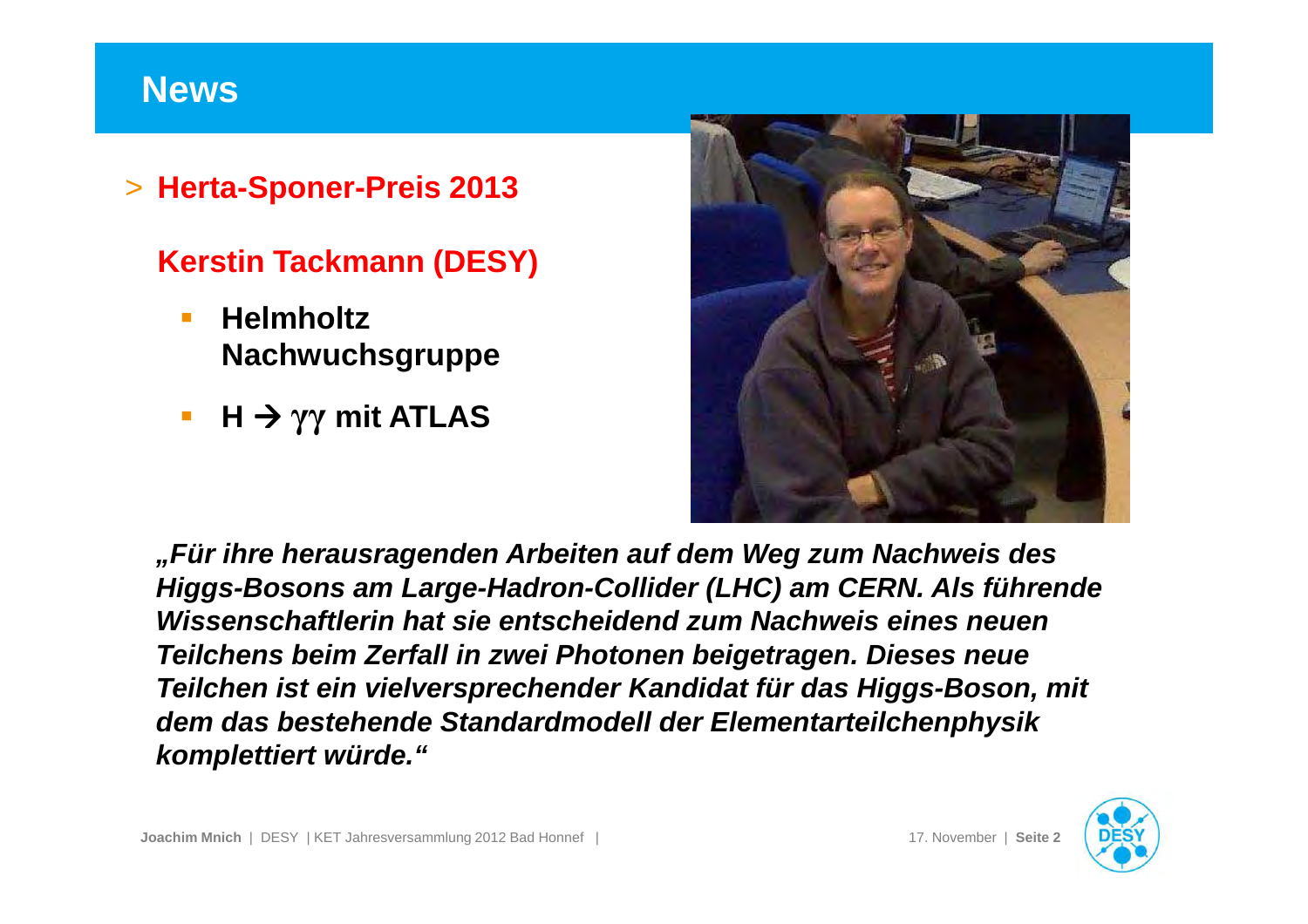# News

> **Herta-Sponer-Preis 2013**

**Kerstin Tackmann (DESY)**

- **Helmholtz Nachwuchsgruppe**
- **H → γγ mit ATLAS**

***„Für ihre herausragenden Arbeiten auf dem Weg zum Nachweis des Higgs-Bosons am Large-Hadron-Collider (LHC) am CERN. Als führende Wissenschaftlerin hat sie entscheidend zum Nachweis eines neuen Teilchens beim Zerfall in zwei Photonen beigetragen. Dieses neue Teilchen ist ein vielversprechender Kandidat für das Higgs-Boson, mit dem das bestehende Standardmodell der Elementarteilchenphysik komplettiert würde."***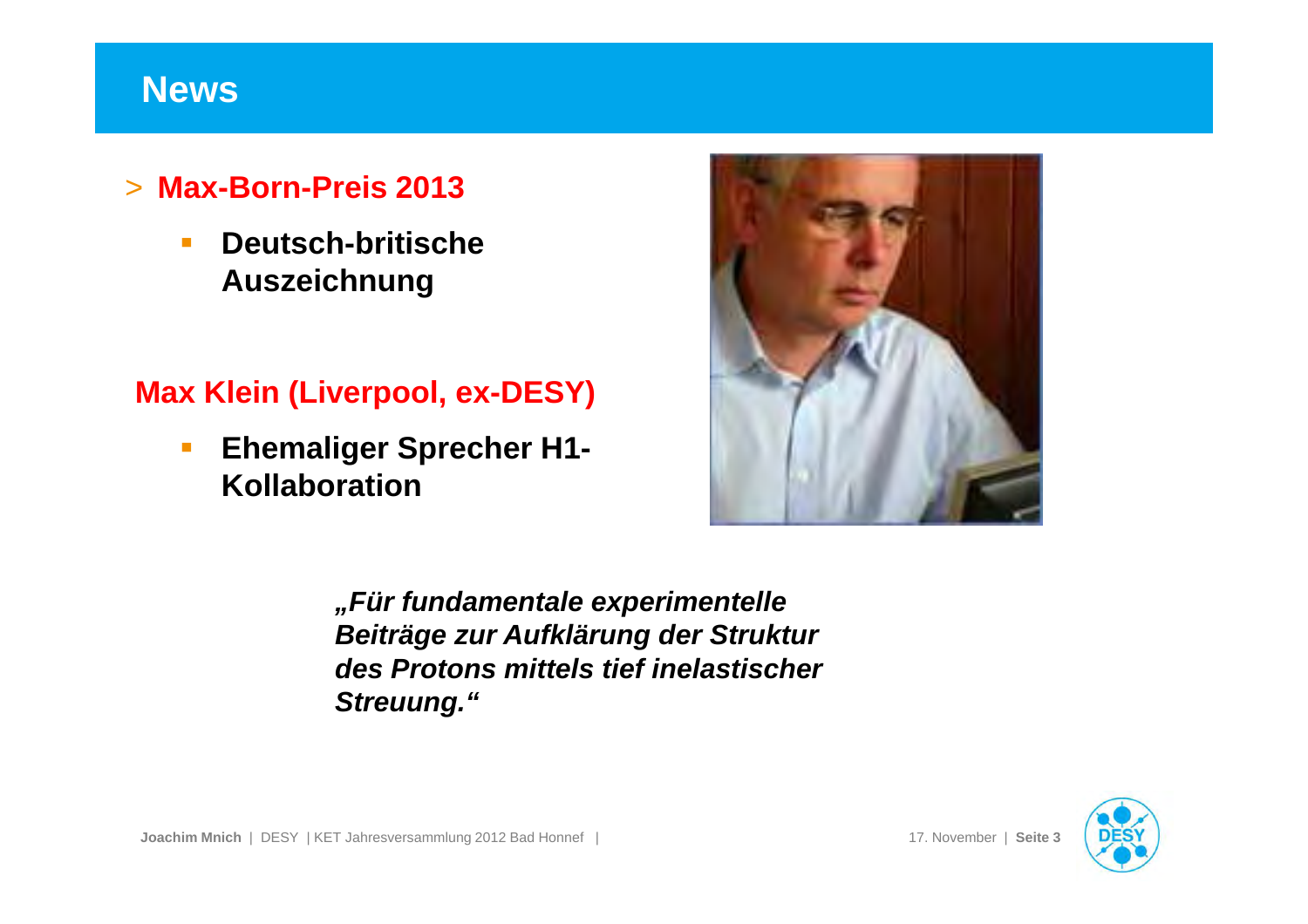# News

- **Max-Born-Preis 2013**
  - **Deutsch-britische Auszeichnung**

**Max Klein (Liverpool, ex-DESY)**

- **Ehemaliger Sprecher H1-Kollaboration**

***„Für fundamentale experimentelle Beiträge zur Aufklärung der Struktur des Protons mittels tief inelastischer Streuung.“***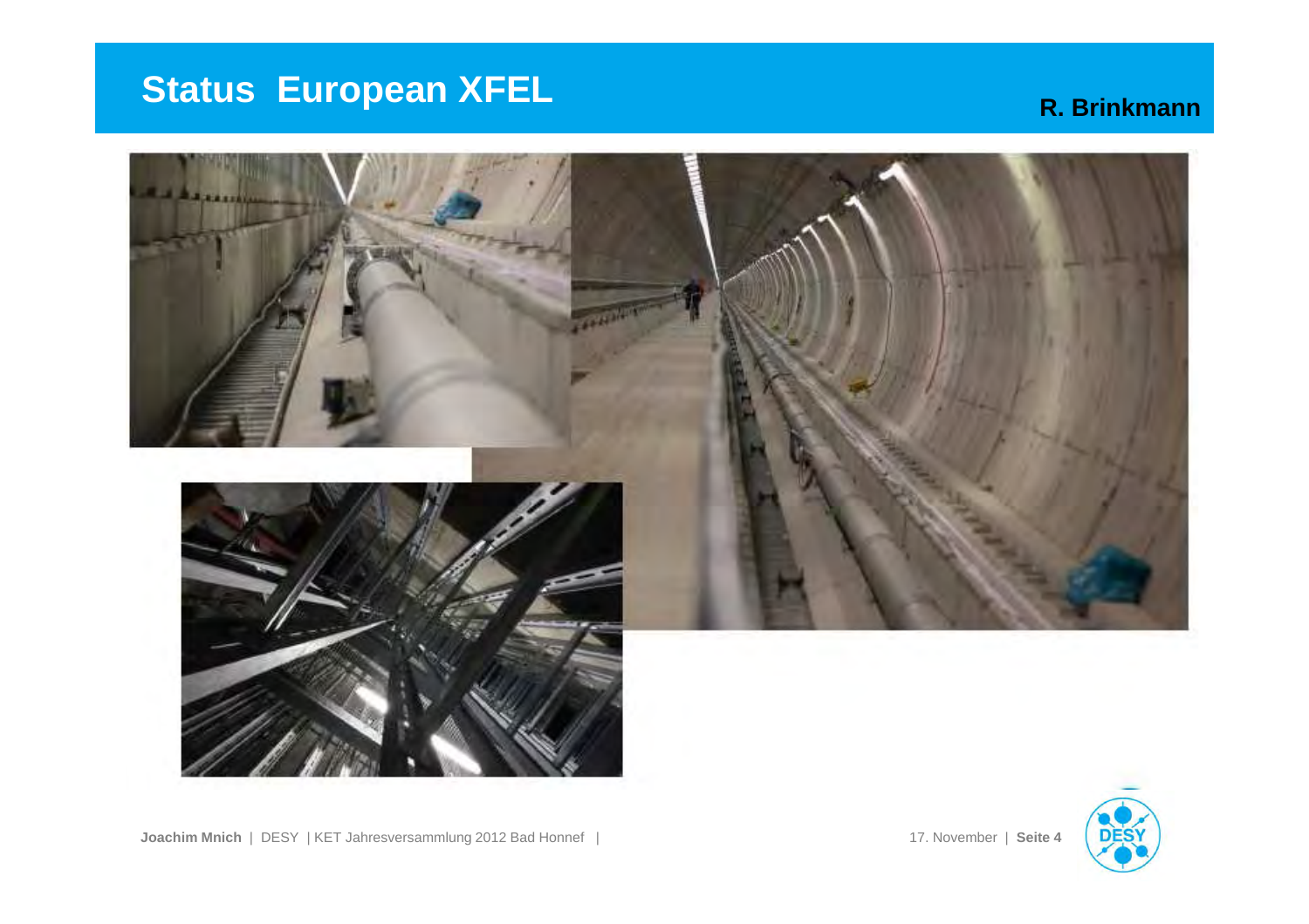# Status European XFEL

R. Brinkmann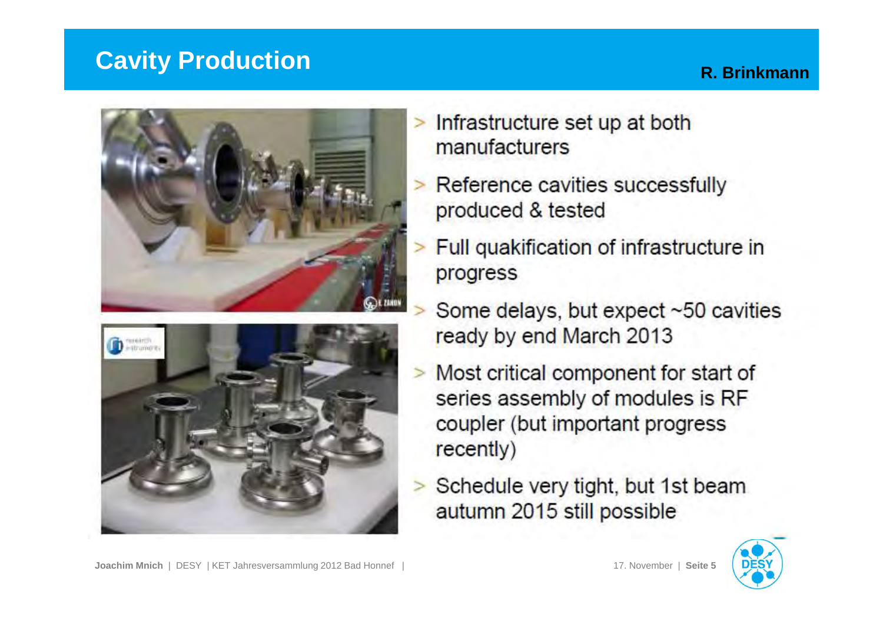# Cavity Production

**R. Brinkmann**

- Infrastructure set up at both manufacturers
- Reference cavities successfully produced & tested
- Full quakification of infrastructure in progress
- Some delays, but expect ~50 cavities ready by end March 2013
- Most critical component for start of series assembly of modules is RF coupler (but important progress recently)
- Schedule very tight, but 1st beam autumn 2015 still possible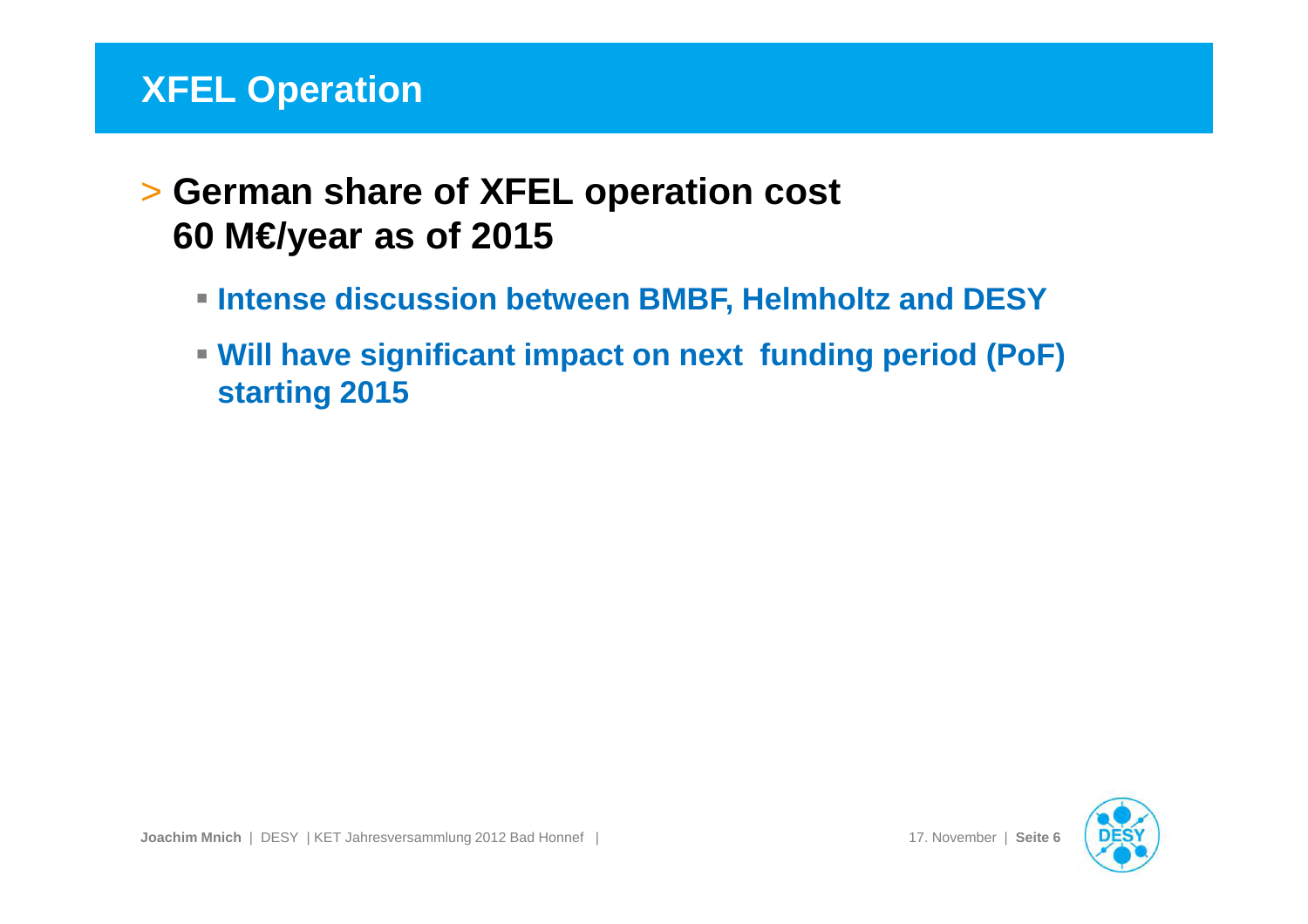# XFEL Operation

> **German share of XFEL operation cost 60 M€/year as of 2015**

- **Intense discussion between BMBF, Helmholtz and DESY**
- **Will have significant impact on next funding period (PoF) starting 2015**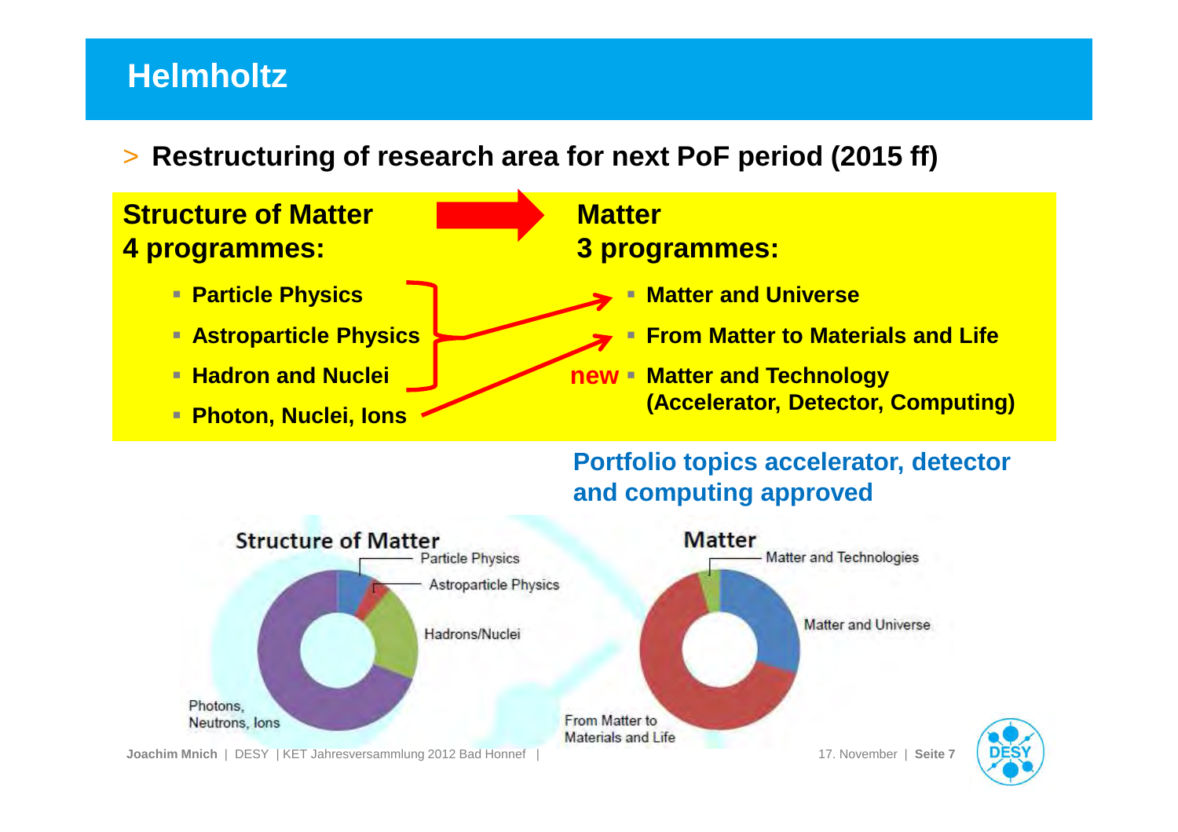# Helmholtz

> **Restructuring of research area for next PoF period (2015 ff)**

**Structure of Matter**
**4 programmes:**

- **Particle Physics**
- **Astroparticle Physics**
- **Hadron and Nuclei**
- **Photon, Nuclei, Ions**

**Matter**
**3 programmes:**

- **Matter and Universe**
- **From Matter to Materials and Life**
- new **Matter and Technology (Accelerator, Detector, Computing)**

**Portfolio topics accelerator, detector and computing approved**

Structure of Matter
Particle Physics
Astroparticle Physics
Hadrons/Nuclei
Photons, Neutrons, Ions

Matter
Matter and Technologies
Matter and Universe
From Matter to Materials and Life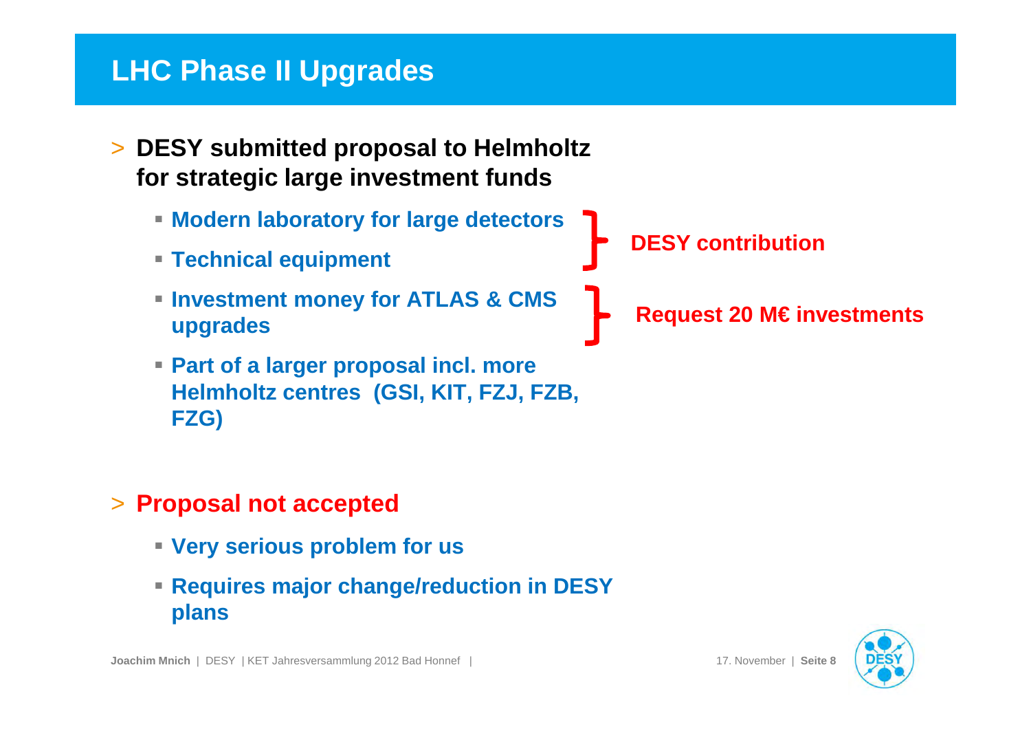# LHC Phase II Upgrades

> **DESY submitted proposal to Helmholtz for strategic large investment funds**

- **Modern laboratory for large detectors**
- **Technical equipment**

} **DESY contribution**

- **Investment money for ATLAS & CMS upgrades**

} **Request 20 M€ investments**

- **Part of a larger proposal incl. more Helmholtz centres (GSI, KIT, FZJ, FZB, FZG)**

> **Proposal not accepted**

- **Very serious problem for us**
- **Requires major change/reduction in DESY plans**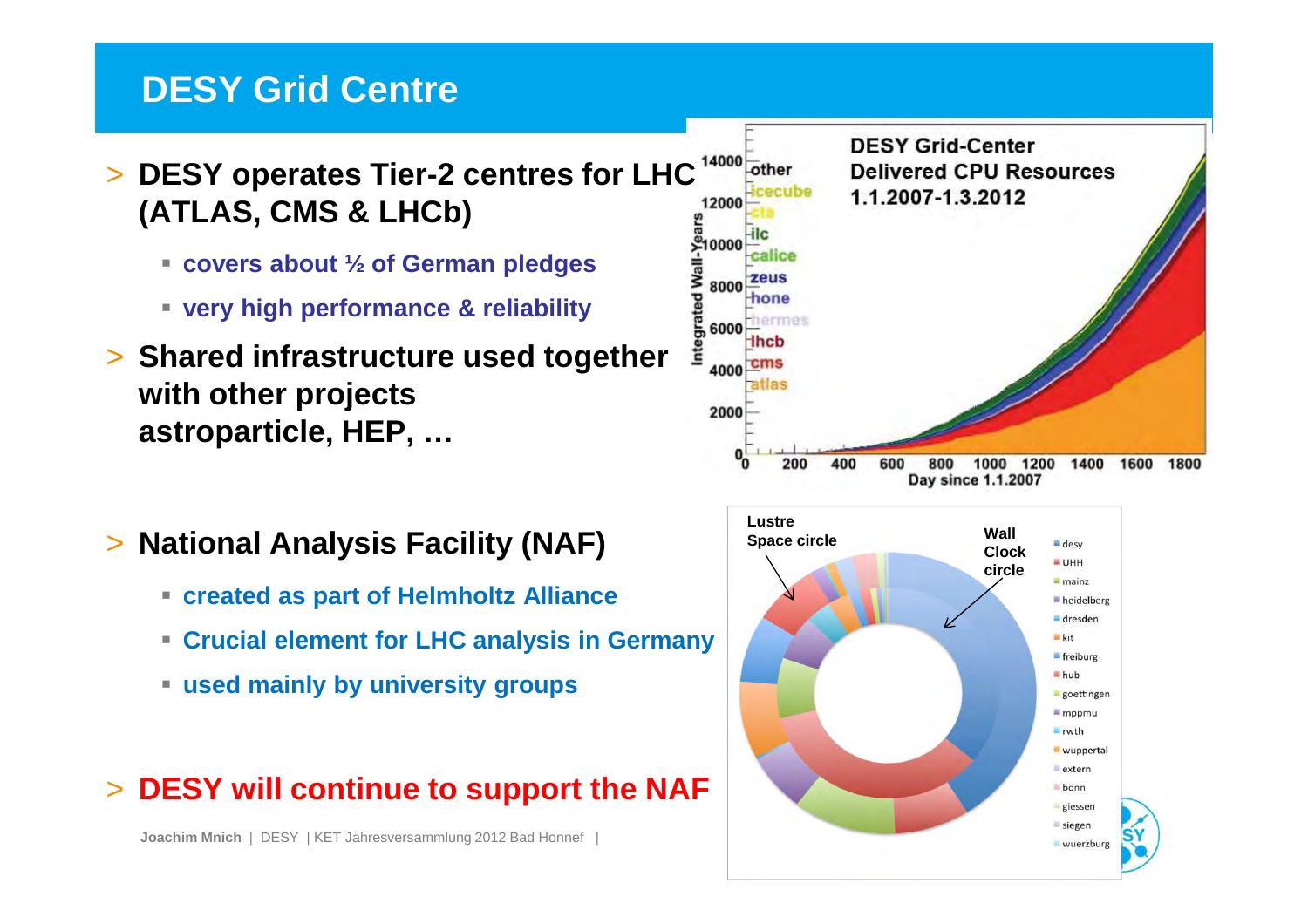# DESY Grid Centre

> **DESY operates Tier-2 centres for LHC (ATLAS, CMS & LHCb)**
>
> - **covers about ½ of German pledges**
> - **very high performance & reliability**

> **Shared infrastructure used together with other projects astroparticle, HEP, …**

DESY Grid-Center
Delivered CPU Resources
1.1.2007-1.3.2012

Integrated Wall-Years

0
2000
4000
6000
8000
10000
12000
14000

Day since 1.1.2007

0
200
400
600
800
1000
1200
1400
1600
1800

other
icecube
cta
ilc
calice
zeus
hone
hermes
lhcb
cms
atlas

> **National Analysis Facility (NAF)**
>
> - **created as part of Helmholtz Alliance**
> - **Crucial element for LHC analysis in Germany**
> - **used mainly by university groups**

> **DESY will continue to support the NAF**

Lustre
Space circle

Wall
Clock
circle

desy
UHH
mainz
heidelberg
dresden
kit
freiburg
hub
goettingen
mppmu
rwth
wuppertal
extern
bonn
giessen
siegen
wuerzburg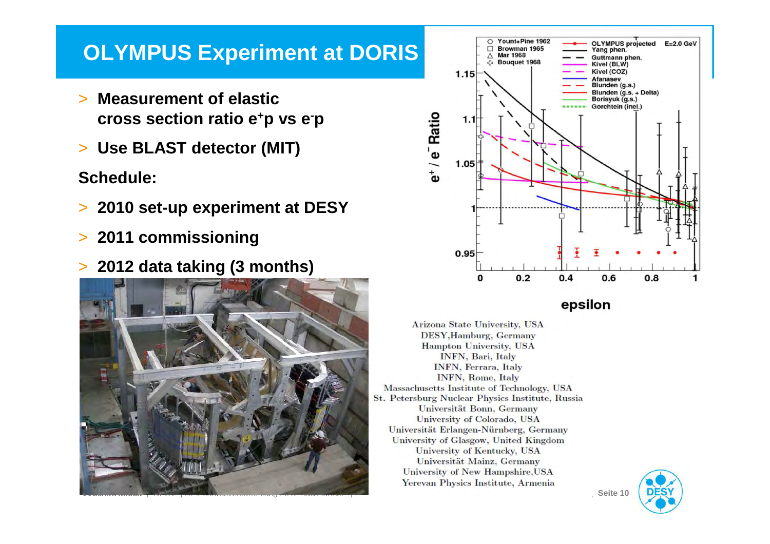# OLYMPUS Experiment at DORIS

- Measurement of elastic cross section ratio $e^+p$ vs $e^-p$
- Use BLAST detector (MIT)

**Schedule:**

- 2010 set-up experiment at DESY
- 2011 commissioning
- 2012 data taking (3 months)

Yount+Pine 1962
Browman 1965
Mar 1968
Bouquet 1968
OLYMPUS projected E=2.0 GeV
Yang phen.
Guttmann phen.
Kivel (BLW)
Kivel (COZ)
Afanasev
Blunden (g.s.)
Blunden (g.s. + Delta)
Borisyuk (g.s.)
Gorchtein (inel.)

$e^+ / e^-$ Ratio

1.15
1.1
1.05
1
0.95

0
0.2
0.4
0.6
0.8
1

epsilon

Arizona State University, USA
DESY,Hamburg, Germany
Hampton University, USA
INFN, Bari, Italy
INFN, Ferrara, Italy
INFN, Rome, Italy
Massachusetts Institute of Technology, USA
St. Petersburg Nuclear Physics Institute, Russia
Universität Bonn, Germany
University of Colorado, USA
Universität Erlangen-Nürnberg, Germany
University of Glasgow, United Kingdom
University of Kentucky, USA
Universität Mainz, Germany
University of New Hampshire,USA
Yerevan Physics Institute, Armenia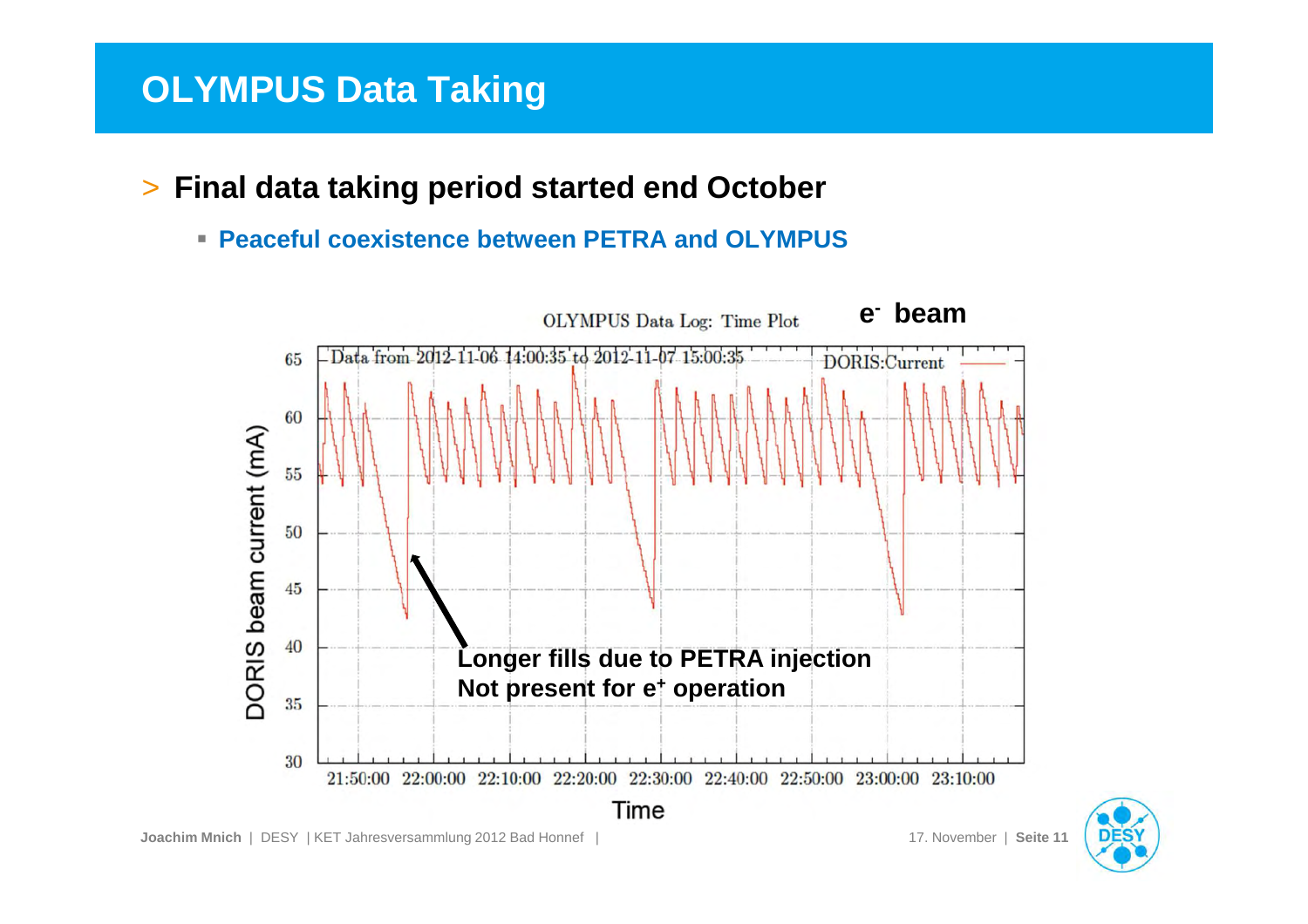# OLYMPUS Data Taking

> **Final data taking period started end October**

- **Peaceful coexistence between PETRA and OLYMPUS**

OLYMPUS Data Log: Time Plot

$e^-$ beam

Data from 2012-11-06 14:00:35 to 2012-11-07 15:00:35

DORIS:Current

DORIS beam current (mA)

65
60
55
50
45
40
35
30

21:50:00 22:00:00 22:10:00 22:20:00 22:30:00 22:40:00 22:50:00 23:00:00 23:10:00

Time

**Longer fills due to PETRA injection**
**Not present for $e^+$ operation**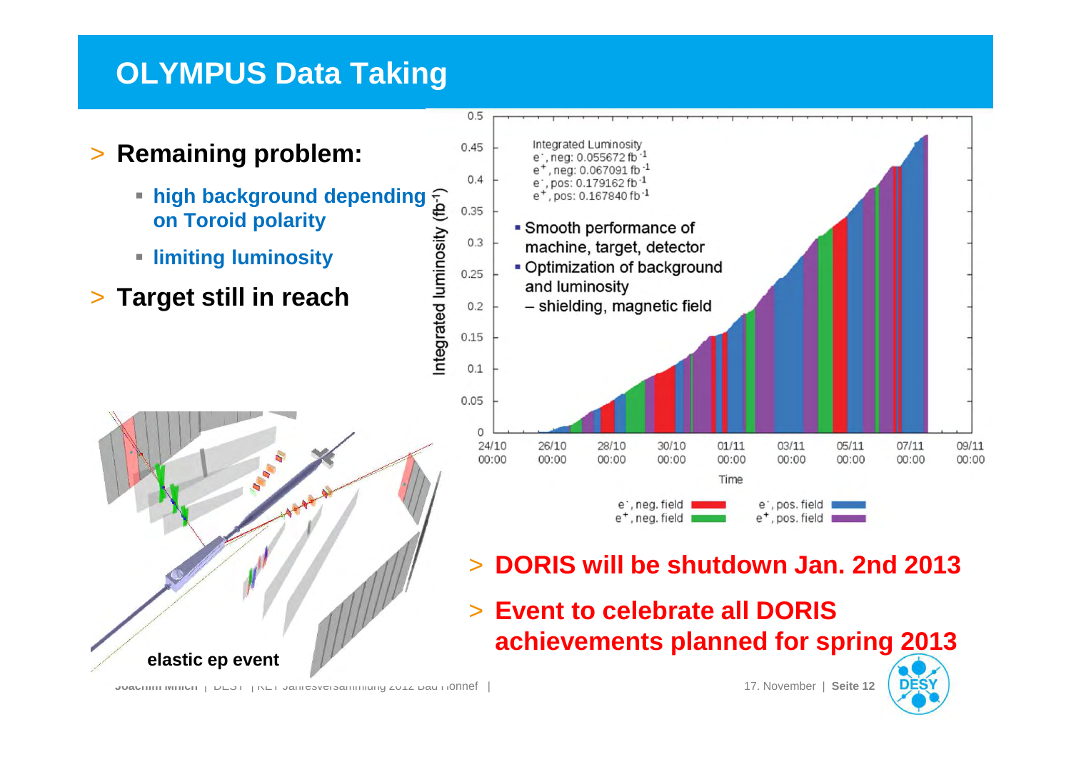# OLYMPUS Data Taking

- **Remaining problem:**
  - **high background depending on Toroid polarity**
  - **limiting luminosity**
- **Target still in reach**

Integrated Luminosity
$e^-$, neg: 0.055672 $fb^{-1}$
$e^+$, neg: 0.067091 $fb^{-1}$
$e^-$, pos: 0.179162 $fb^{-1}$
$e^+$, pos: 0.167840 $fb^{-1}$

- Smooth performance of machine, target, detector
- Optimization of background and luminosity
  – shielding, magnetic field

Integrated luminosity ($fb^{-1}$)

0.5
0.45
0.4
0.35
0.3
0.25
0.2
0.15
0.1
0.05
0

24/10 00:00
26/10 00:00
28/10 00:00
30/10 00:00
01/11 00:00
03/11 00:00
05/11 00:00
07/11 00:00
09/11 00:00

Time

$e^-$, neg. field
$e^+$, neg. field
$e^-$, pos. field
$e^+$, pos. field

elastic ep event

- **DORIS will be shutdown Jan. 2nd 2013**
- **Event to celebrate all DORIS achievements planned for spring 2013**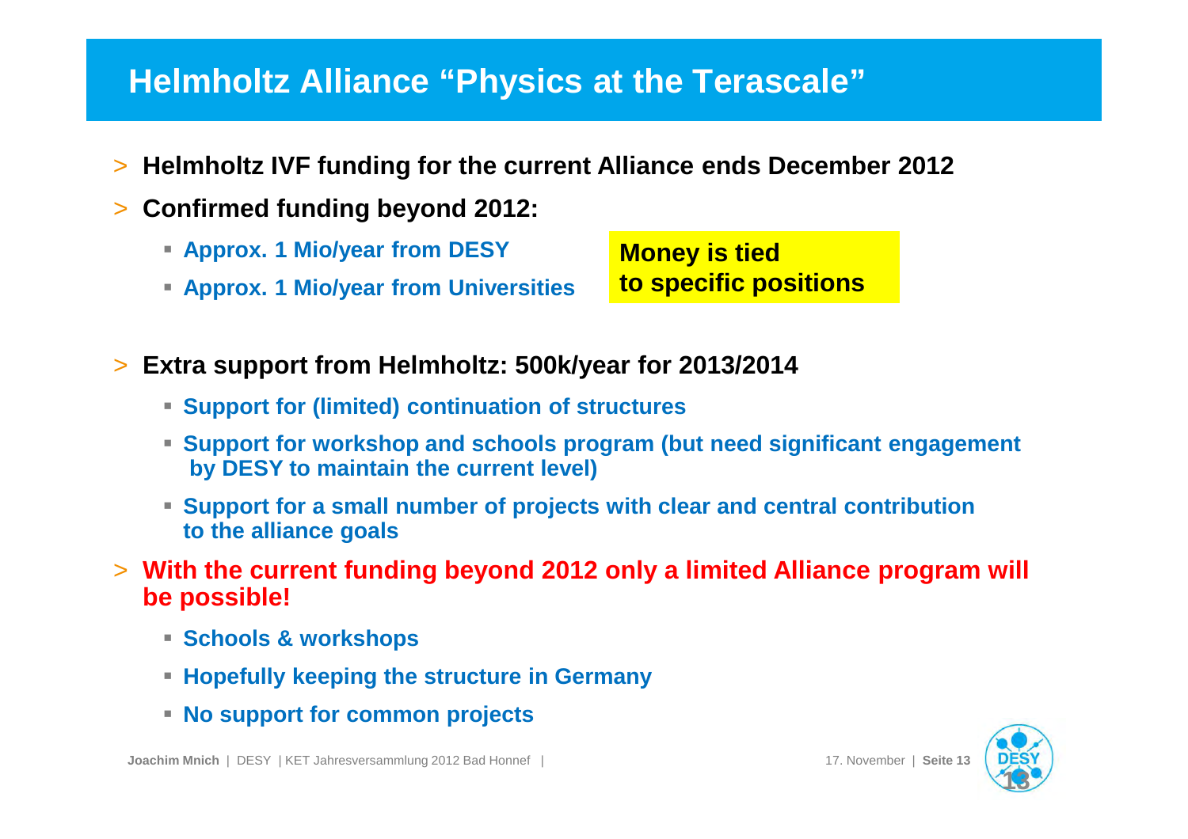# Helmholtz Alliance "Physics at the Terascale"

- **Helmholtz IVF funding for the current Alliance ends December 2012**
- **Confirmed funding beyond 2012:**
  - **Approx. 1 Mio/year from DESY**
  - **Approx. 1 Mio/year from Universities**

**Money is tied to specific positions**

- **Extra support from Helmholtz: 500k/year for 2013/2014**
  - **Support for (limited) continuation of structures**
  - **Support for workshop and schools program (but need significant engagement by DESY to maintain the current level)**
  - **Support for a small number of projects with clear and central contribution to the alliance goals**
- **With the current funding beyond 2012 only a limited Alliance program will be possible!**
  - **Schools & workshops**
  - **Hopefully keeping the structure in Germany**
  - **No support for common projects**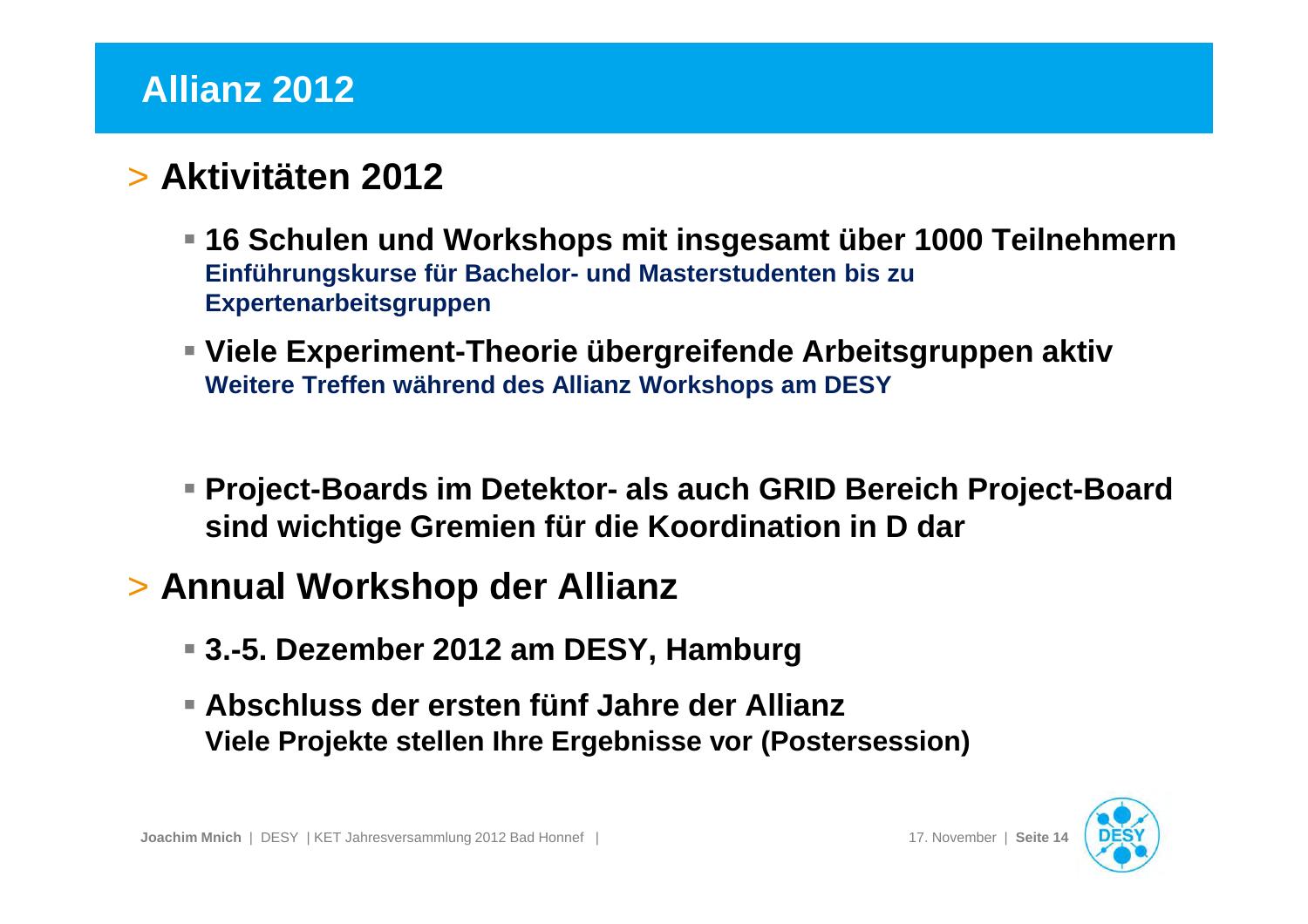# Allianz 2012

## Aktivitäten 2012

- **16 Schulen und Workshops mit insgesamt über 1000 Teilnehmern**
  **Einführungskurse für Bachelor- und Masterstudenten bis zu Expertenarbeitsgruppen**
- **Viele Experiment-Theorie übergreifende Arbeitsgruppen aktiv**
  **Weitere Treffen während des Allianz Workshops am DESY**
- **Project-Boards im Detektor- als auch GRID Bereich Project-Board sind wichtige Gremien für die Koordination in D dar**

## Annual Workshop der Allianz

- **3.-5. Dezember 2012 am DESY, Hamburg**
- **Abschluss der ersten fünf Jahre der Allianz**
  **Viele Projekte stellen Ihre Ergebnisse vor (Postersession)**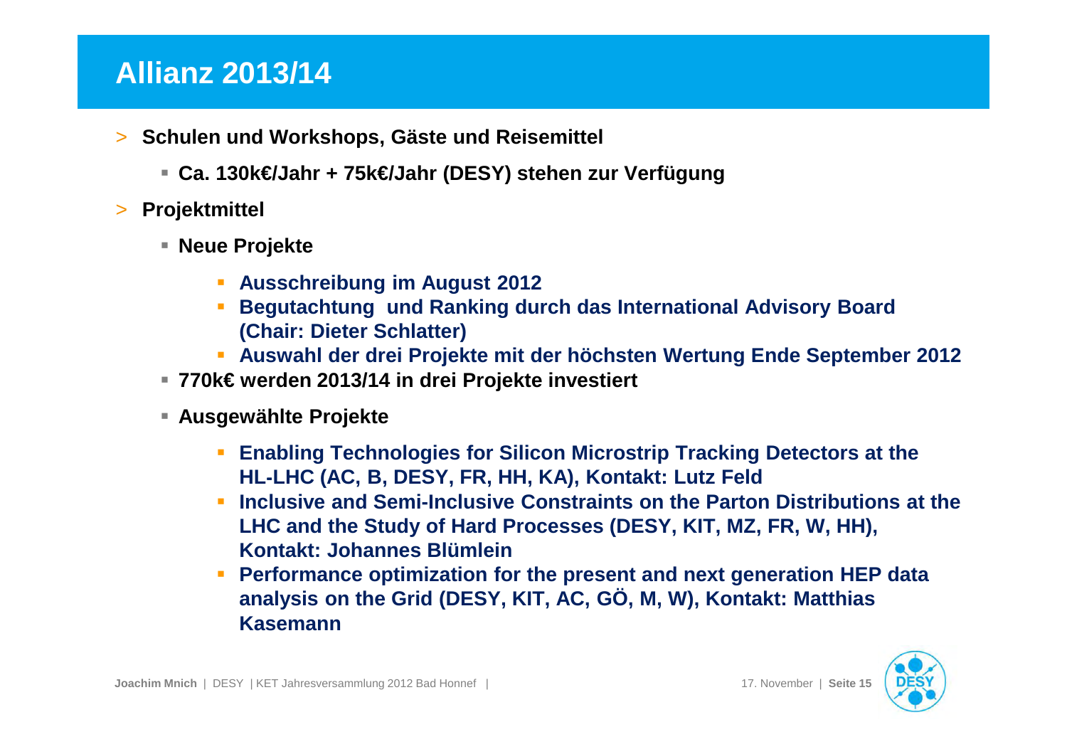# Allianz 2013/14

- **Schulen und Workshops, Gäste und Reisemittel**
  - **Ca. 130k€/Jahr + 75k€/Jahr (DESY) stehen zur Verfügung**
- **Projektmittel**
  - **Neue Projekte**
    - **Ausschreibung im August 2012**
    - **Begutachtung und Ranking durch das International Advisory Board (Chair: Dieter Schlatter)**
    - **Auswahl der drei Projekte mit der höchsten Wertung Ende September 2012**
  - **770k€ werden 2013/14 in drei Projekte investiert**
  - **Ausgewählte Projekte**
    - **Enabling Technologies for Silicon Microstrip Tracking Detectors at the HL-LHC (AC, B, DESY, FR, HH, KA), Kontakt: Lutz Feld**
    - **Inclusive and Semi-Inclusive Constraints on the Parton Distributions at the LHC and the Study of Hard Processes (DESY, KIT, MZ, FR, W, HH), Kontakt: Johannes Blümlein**
    - **Performance optimization for the present and next generation HEP data analysis on the Grid (DESY, KIT, AC, GÖ, M, W), Kontakt: Matthias Kasemann**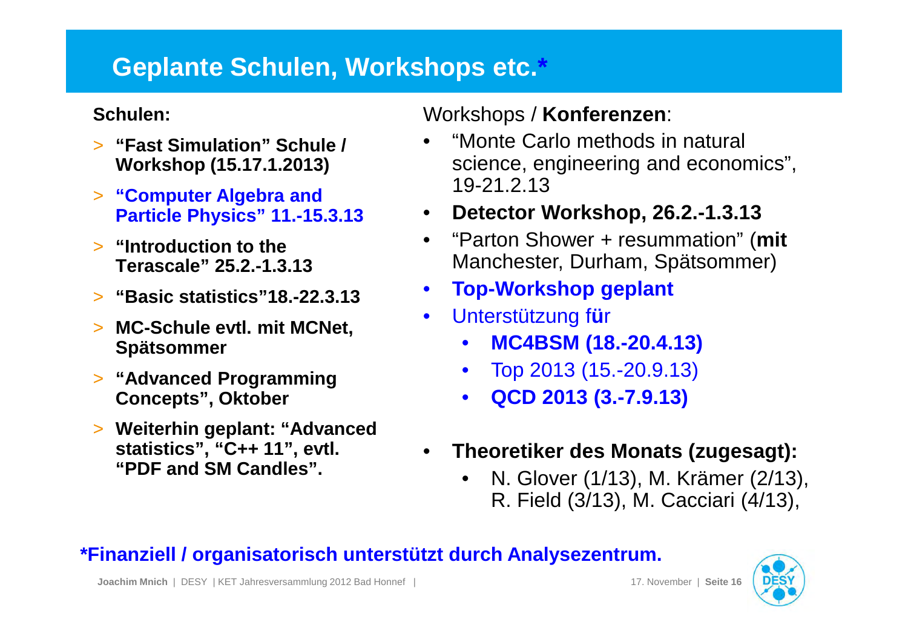# Geplante Schulen, Workshops etc.*

**Schulen:**

- **"Fast Simulation" Schule / Workshop (15.17.1.2013)**
- **"Computer Algebra and Particle Physics" 11.-15.3.13**
- **"Introduction to the Terascale" 25.2.-1.3.13**
- **"Basic statistics"18.-22.3.13**
- **MC-Schule evtl. mit MCNet, Spätsommer**
- **"Advanced Programming Concepts", Oktober**
- **Weiterhin geplant: "Advanced statistics", "C++ 11", evtl. "PDF and SM Candles".**

Workshops / **Konferenzen**:

- "Monte Carlo methods in natural science, engineering and economics", 19-21.2.13
- **Detector Workshop, 26.2.-1.3.13**
- "Parton Shower + resummation" (**mit** Manchester, Durham, Spätsommer)
- **Top-Workshop geplant**
- Unterstützung f**ü**r
  - **MC4BSM (18.-20.4.13)**
  - Top 2013 (15.-20.9.13)
  - **QCD 2013 (3.-7.9.13)**
- **Theoretiker des Monats (zugesagt):**
  - N. Glover (1/13), M. Krämer (2/13), R. Field (3/13), M. Cacciari (4/13),

***Finanziell / organisatorisch unterstützt durch Analysezentrum.**